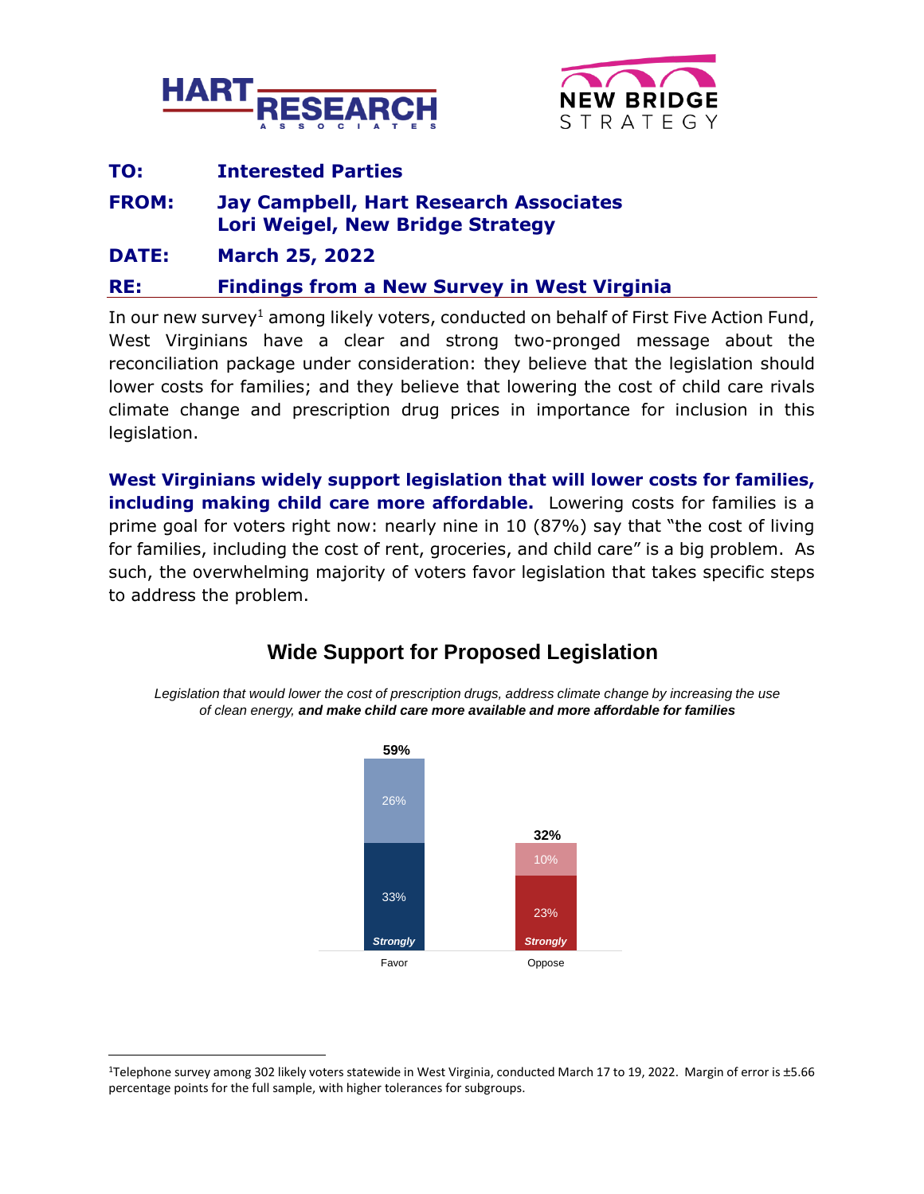**TO:** **Interested Parties**

**FROM:** **Jay Campbell, Hart Research Associates**
**Lori Weigel, New Bridge Strategy**

**DATE:** **March 25, 2022**

**RE:** **Findings from a New Survey in West Virginia**

In our new survey[1] among likely voters, conducted on behalf of First Five Action Fund, West Virginians have a clear and strong two-pronged message about the reconciliation package under consideration: they believe that the legislation should lower costs for families; and they believe that lowering the cost of child care rivals climate change and prescription drug prices in importance for inclusion in this legislation.

**West Virginians widely support legislation that will lower costs for families, including making child care more affordable.** Lowering costs for families is a prime goal for voters right now: nearly nine in 10 (87%) say that "the cost of living for families, including the cost of rent, groceries, and child care" is a big problem. As such, the overwhelming majority of voters favor legislation that takes specific steps to address the problem.

## Wide Support for Proposed Legislation

*Legislation that would lower the cost of prescription drugs, address climate change by increasing the use of clean energy,* ***and make child care more available and more affordable for families***

| | Favor | Oppose |
|---|---|---|
| Total | 59% | 32% |
| Strongly | 33% | 23% |
| Not strongly | 26% | 10% |

[1] Telephone survey among 302 likely voters statewide in West Virginia, conducted March 17 to 19, 2022. Margin of error is ±5.66 percentage points for the full sample, with higher tolerances for subgroups.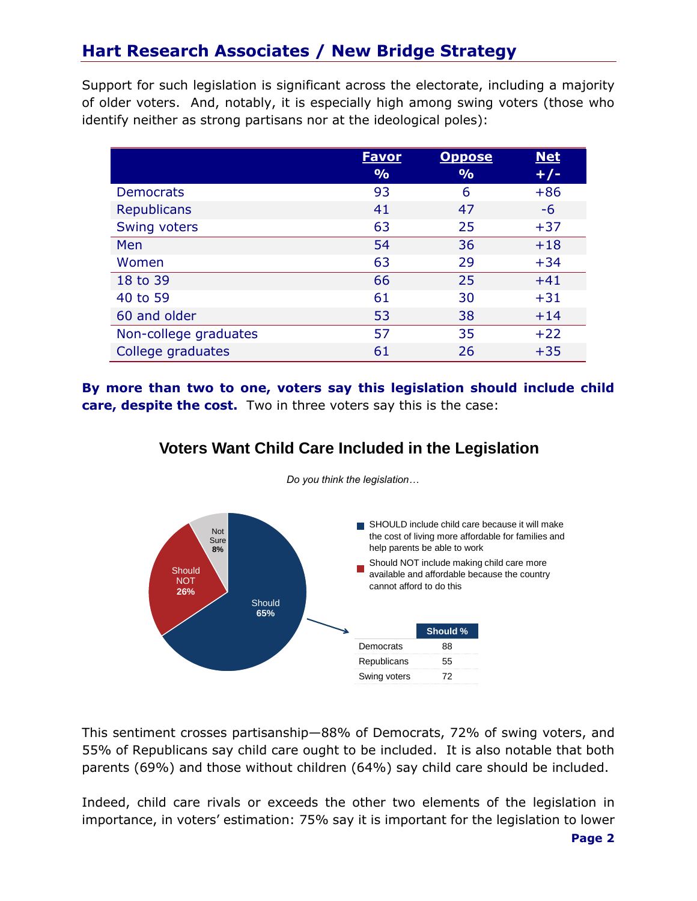Support for such legislation is significant across the electorate, including a majority of older voters. And, notably, it is especially high among swing voters (those who identify neither as strong partisans nor at the ideological poles):

| | Favor % | Oppose % | Net +/- |
|---|---|---|---|
| Democrats | 93 | 6 | +86 |
| Republicans | 41 | 47 | -6 |
| Swing voters | 63 | 25 | +37 |
| Men | 54 | 36 | +18 |
| Women | 63 | 29 | +34 |
| 18 to 39 | 66 | 25 | +41 |
| 40 to 59 | 61 | 30 | +31 |
| 60 and older | 53 | 38 | +14 |
| Non-college graduates | 57 | 35 | +22 |
| College graduates | 61 | 26 | +35 |

**By more than two to one, voters say this legislation should include child care, despite the cost.** Two in three voters say this is the case:

### Voters Want Child Care Included in the Legislation

*Do you think the legislation…*

- Should 65%
- Should NOT 26%
- Not Sure 8%

SHOULD include child care because it will make the cost of living more affordable for families and help parents be able to work

Should NOT include making child care more available and affordable because the country cannot afford to do this

| | Should % |
|---|---|
| Democrats | 88 |
| Republicans | 55 |
| Swing voters | 72 |

This sentiment crosses partisanship—88% of Democrats, 72% of swing voters, and 55% of Republicans say child care ought to be included. It is also notable that both parents (69%) and those without children (64%) say child care should be included.

Indeed, child care rivals or exceeds the other two elements of the legislation in importance, in voters' estimation: 75% say it is important for the legislation to lower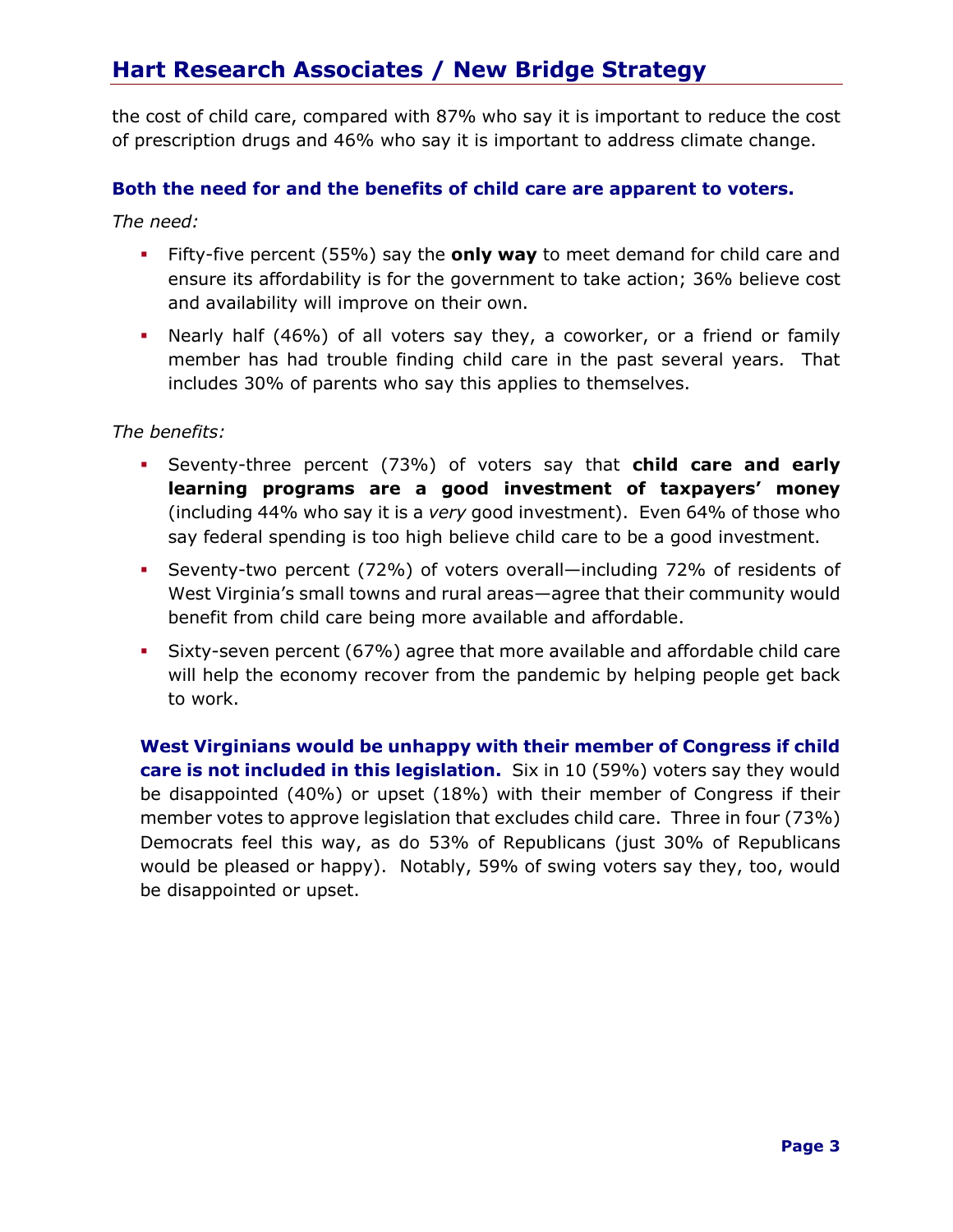the cost of child care, compared with 87% who say it is important to reduce the cost of prescription drugs and 46% who say it is important to address climate change.

**Both the need for and the benefits of child care are apparent to voters.**

*The need:*

- Fifty-five percent (55%) say the **only way** to meet demand for child care and ensure its affordability is for the government to take action; 36% believe cost and availability will improve on their own.
- Nearly half (46%) of all voters say they, a coworker, or a friend or family member has had trouble finding child care in the past several years. That includes 30% of parents who say this applies to themselves.

*The benefits:*

- Seventy-three percent (73%) of voters say that **child care and early learning programs are a good investment of taxpayers' money** (including 44% who say it is a *very* good investment). Even 64% of those who say federal spending is too high believe child care to be a good investment.
- Seventy-two percent (72%) of voters overall—including 72% of residents of West Virginia's small towns and rural areas—agree that their community would benefit from child care being more available and affordable.
- Sixty-seven percent (67%) agree that more available and affordable child care will help the economy recover from the pandemic by helping people get back to work.

**West Virginians would be unhappy with their member of Congress if child care is not included in this legislation.** Six in 10 (59%) voters say they would be disappointed (40%) or upset (18%) with their member of Congress if their member votes to approve legislation that excludes child care. Three in four (73%) Democrats feel this way, as do 53% of Republicans (just 30% of Republicans would be pleased or happy). Notably, 59% of swing voters say they, too, would be disappointed or upset.